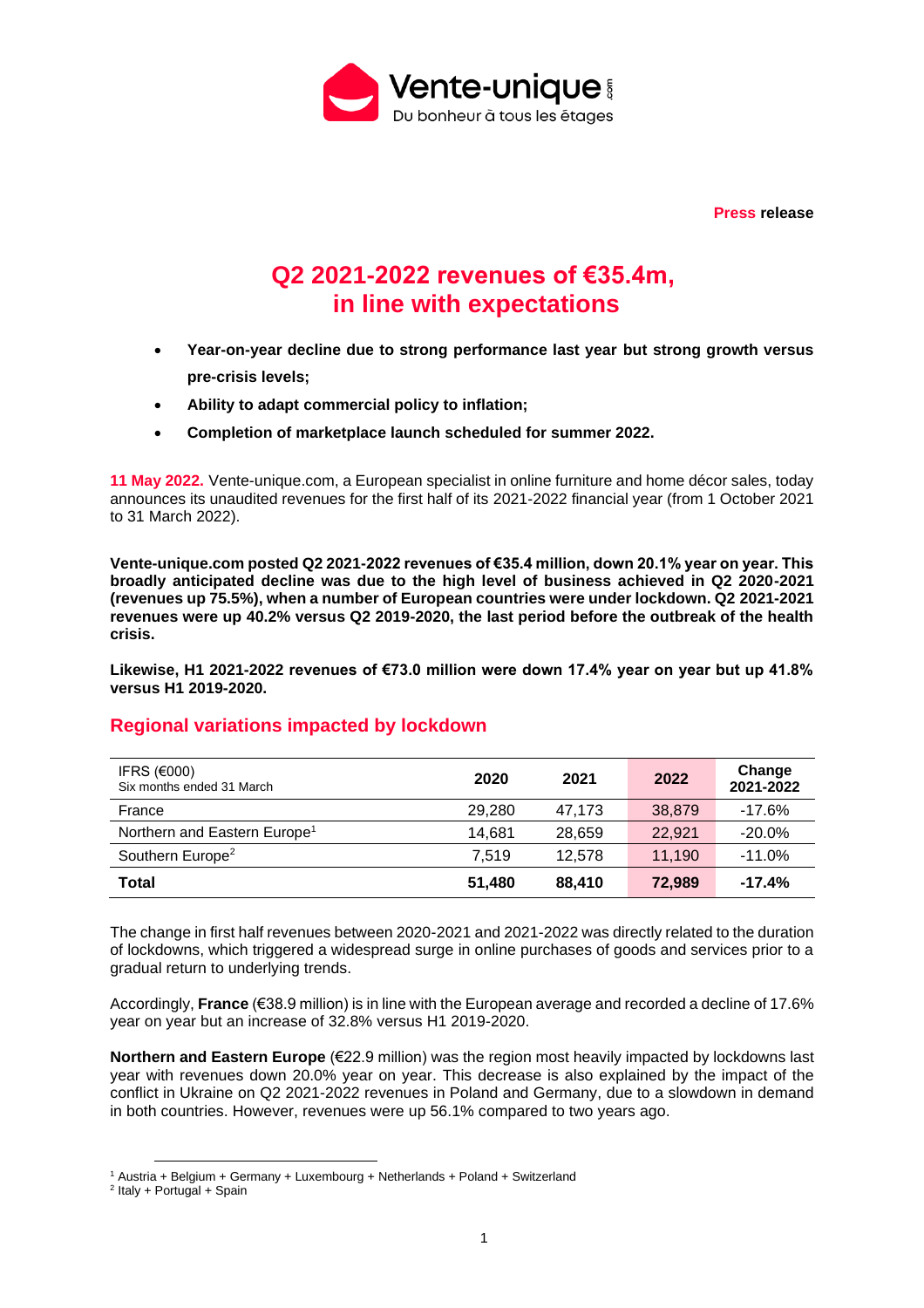Vente-unique.com

Du bonheur à tous les étages

**Press release**

# Q2 2021-2022 revenues of €35.4m, in line with expectations

- **Year-on-year decline due to strong performance last year but strong growth versus pre-crisis levels;**
- **Ability to adapt commercial policy to inflation;**
- **Completion of marketplace launch scheduled for summer 2022.**

**11 May 2022.** Vente-unique.com, a European specialist in online furniture and home décor sales, today announces its unaudited revenues for the first half of its 2021-2022 financial year (from 1 October 2021 to 31 March 2022).

**Vente-unique.com posted Q2 2021-2022 revenues of €35.4 million, down 20.1% year on year. This broadly anticipated decline was due to the high level of business achieved in Q2 2020-2021 (revenues up 75.5%), when a number of European countries were under lockdown. Q2 2021-2021 revenues were up 40.2% versus Q2 2019-2020, the last period before the outbreak of the health crisis.**

**Likewise, H1 2021-2022 revenues of €73.0 million were down 17.4% year on year but up 41.8% versus H1 2019-2020.**

## Regional variations impacted by lockdown

| IFRS (€000) Six months ended 31 March | 2020 | 2021 | 2022 | Change 2021-2022 |
|---|---|---|---|---|
| France | 29,280 | 47,173 | 38,879 | -17.6% |
| Northern and Eastern Europe[1] | 14,681 | 28,659 | 22,921 | -20.0% |
| Southern Europe[2] | 7,519 | 12,578 | 11,190 | -11.0% |
| **Total** | **51,480** | **88,410** | **72,989** | **-17.4%** |

The change in first half revenues between 2020-2021 and 2021-2022 was directly related to the duration of lockdowns, which triggered a widespread surge in online purchases of goods and services prior to a gradual return to underlying trends.

Accordingly, **France** (€38.9 million) is in line with the European average and recorded a decline of 17.6% year on year but an increase of 32.8% versus H1 2019-2020.

**Northern and Eastern Europe** (€22.9 million) was the region most heavily impacted by lockdowns last year with revenues down 20.0% year on year. This decrease is also explained by the impact of the conflict in Ukraine on Q2 2021-2022 revenues in Poland and Germany, due to a slowdown in demand in both countries. However, revenues were up 56.1% compared to two years ago.

[1] Austria + Belgium + Germany + Luxembourg + Netherlands + Poland + Switzerland

[2] Italy + Portugal + Spain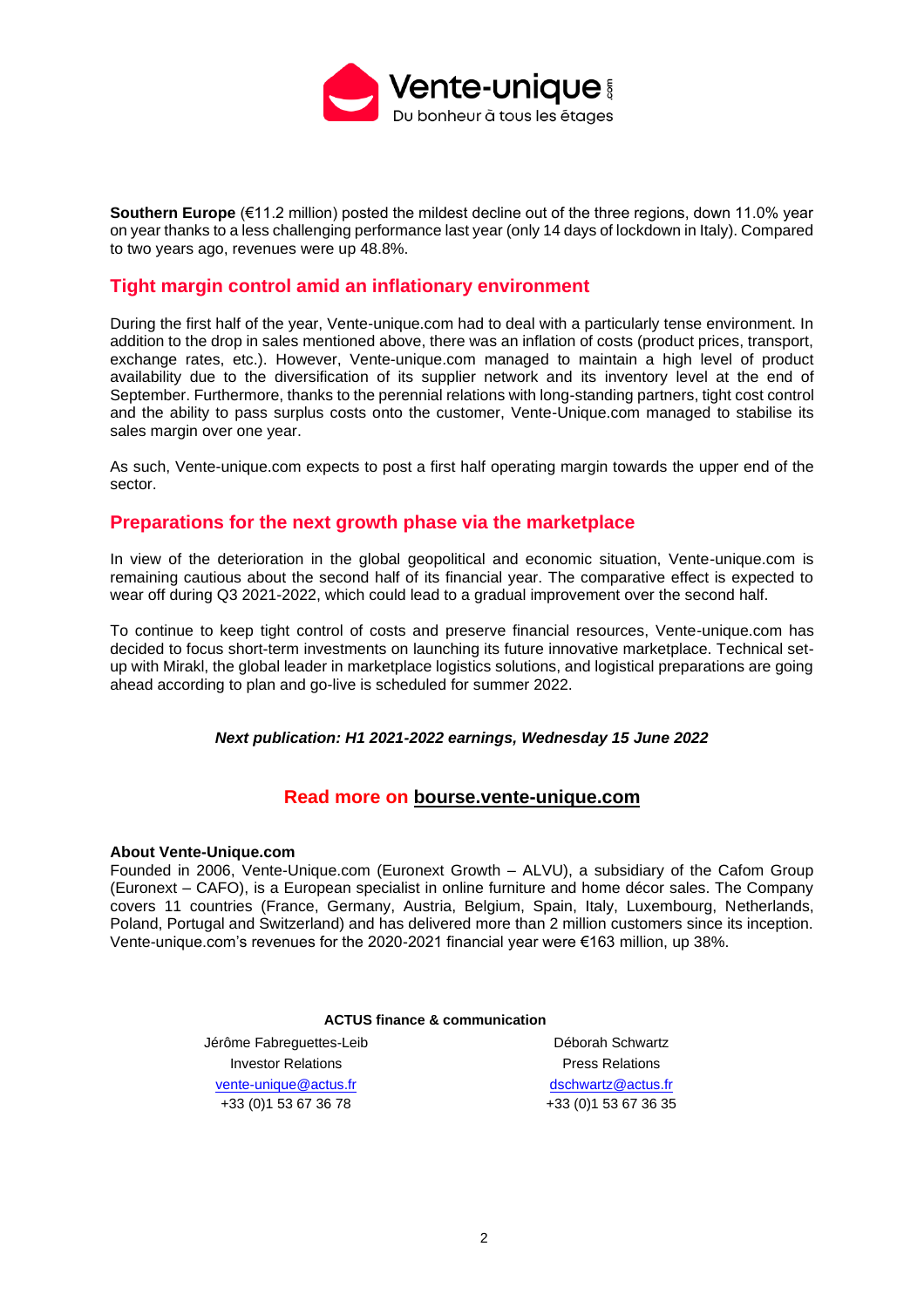**Southern Europe** (€11.2 million) posted the mildest decline out of the three regions, down 11.0% year on year thanks to a less challenging performance last year (only 14 days of lockdown in Italy). Compared to two years ago, revenues were up 48.8%.

## Tight margin control amid an inflationary environment

During the first half of the year, Vente-unique.com had to deal with a particularly tense environment. In addition to the drop in sales mentioned above, there was an inflation of costs (product prices, transport, exchange rates, etc.). However, Vente-unique.com managed to maintain a high level of product availability due to the diversification of its supplier network and its inventory level at the end of September. Furthermore, thanks to the perennial relations with long-standing partners, tight cost control and the ability to pass surplus costs onto the customer, Vente-Unique.com managed to stabilise its sales margin over one year.

As such, Vente-unique.com expects to post a first half operating margin towards the upper end of the sector.

## Preparations for the next growth phase via the marketplace

In view of the deterioration in the global geopolitical and economic situation, Vente-unique.com is remaining cautious about the second half of its financial year. The comparative effect is expected to wear off during Q3 2021-2022, which could lead to a gradual improvement over the second half.

To continue to keep tight control of costs and preserve financial resources, Vente-unique.com has decided to focus short-term investments on launching its future innovative marketplace. Technical set-up with Mirakl, the global leader in marketplace logistics solutions, and logistical preparations are going ahead according to plan and go-live is scheduled for summer 2022.

***Next publication: H1 2021-2022 earnings, Wednesday 15 June 2022***

## Read more on bourse.vente-unique.com

**About Vente-Unique.com**
Founded in 2006, Vente-Unique.com (Euronext Growth – ALVU), a subsidiary of the Cafom Group (Euronext – CAFO), is a European specialist in online furniture and home décor sales. The Company covers 11 countries (France, Germany, Austria, Belgium, Spain, Italy, Luxembourg, Netherlands, Poland, Portugal and Switzerland) and has delivered more than 2 million customers since its inception. Vente-unique.com's revenues for the 2020-2021 financial year were €163 million, up 38%.

**ACTUS finance & communication**

Jérôme Fabreguettes-Leib
Investor Relations
vente-unique@actus.fr
+33 (0)1 53 67 36 78

Déborah Schwartz
Press Relations
dschwartz@actus.fr
+33 (0)1 53 67 36 35